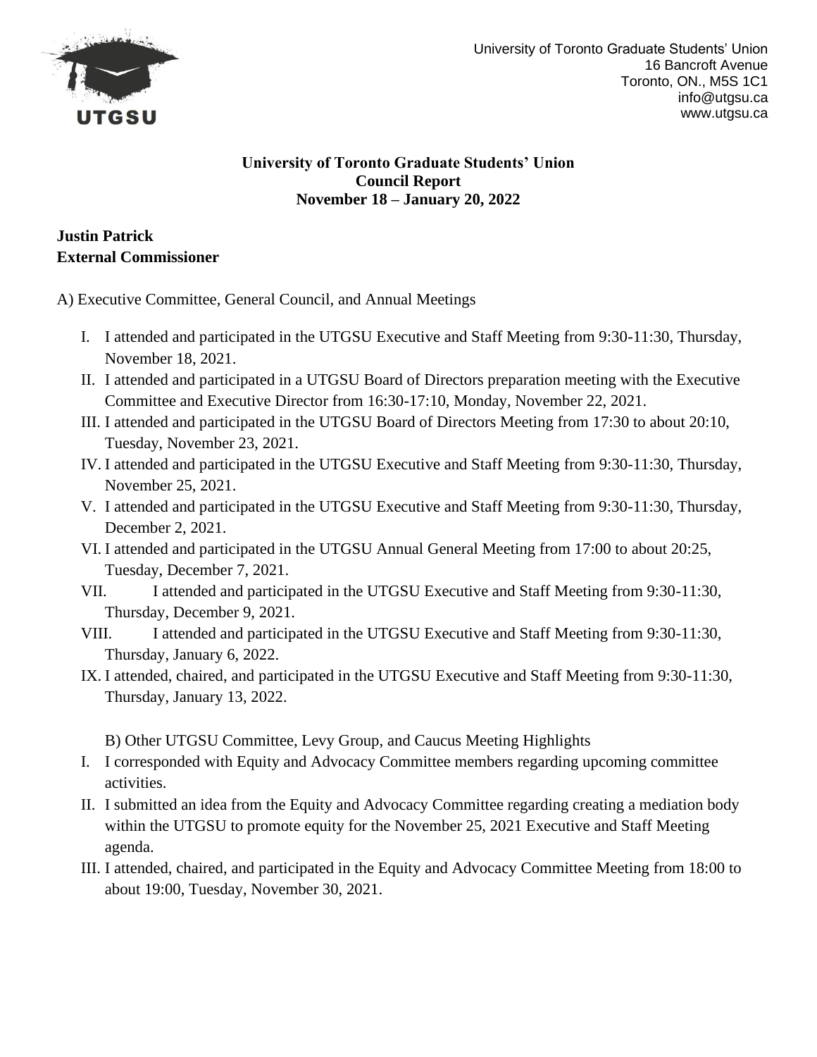University of Toronto Graduate Students' Union
16 Bancroft Avenue
Toronto, ON., M5S 1C1
info@utgsu.ca
www.utgsu.ca

# University of Toronto Graduate Students' Union Council Report November 18 – January 20, 2022

**Justin Patrick**
**External Commissioner**

A) Executive Committee, General Council, and Annual Meetings

I. I attended and participated in the UTGSU Executive and Staff Meeting from 9:30-11:30, Thursday, November 18, 2021.
II. I attended and participated in a UTGSU Board of Directors preparation meeting with the Executive Committee and Executive Director from 16:30-17:10, Monday, November 22, 2021.
III. I attended and participated in the UTGSU Board of Directors Meeting from 17:30 to about 20:10, Tuesday, November 23, 2021.
IV. I attended and participated in the UTGSU Executive and Staff Meeting from 9:30-11:30, Thursday, November 25, 2021.
V. I attended and participated in the UTGSU Executive and Staff Meeting from 9:30-11:30, Thursday, December 2, 2021.
VI. I attended and participated in the UTGSU Annual General Meeting from 17:00 to about 20:25, Tuesday, December 7, 2021.
VII. I attended and participated in the UTGSU Executive and Staff Meeting from 9:30-11:30, Thursday, December 9, 2021.
VIII. I attended and participated in the UTGSU Executive and Staff Meeting from 9:30-11:30, Thursday, January 6, 2022.
IX. I attended, chaired, and participated in the UTGSU Executive and Staff Meeting from 9:30-11:30, Thursday, January 13, 2022.

B) Other UTGSU Committee, Levy Group, and Caucus Meeting Highlights

I. I corresponded with Equity and Advocacy Committee members regarding upcoming committee activities.
II. I submitted an idea from the Equity and Advocacy Committee regarding creating a mediation body within the UTGSU to promote equity for the November 25, 2021 Executive and Staff Meeting agenda.
III. I attended, chaired, and participated in the Equity and Advocacy Committee Meeting from 18:00 to about 19:00, Tuesday, November 30, 2021.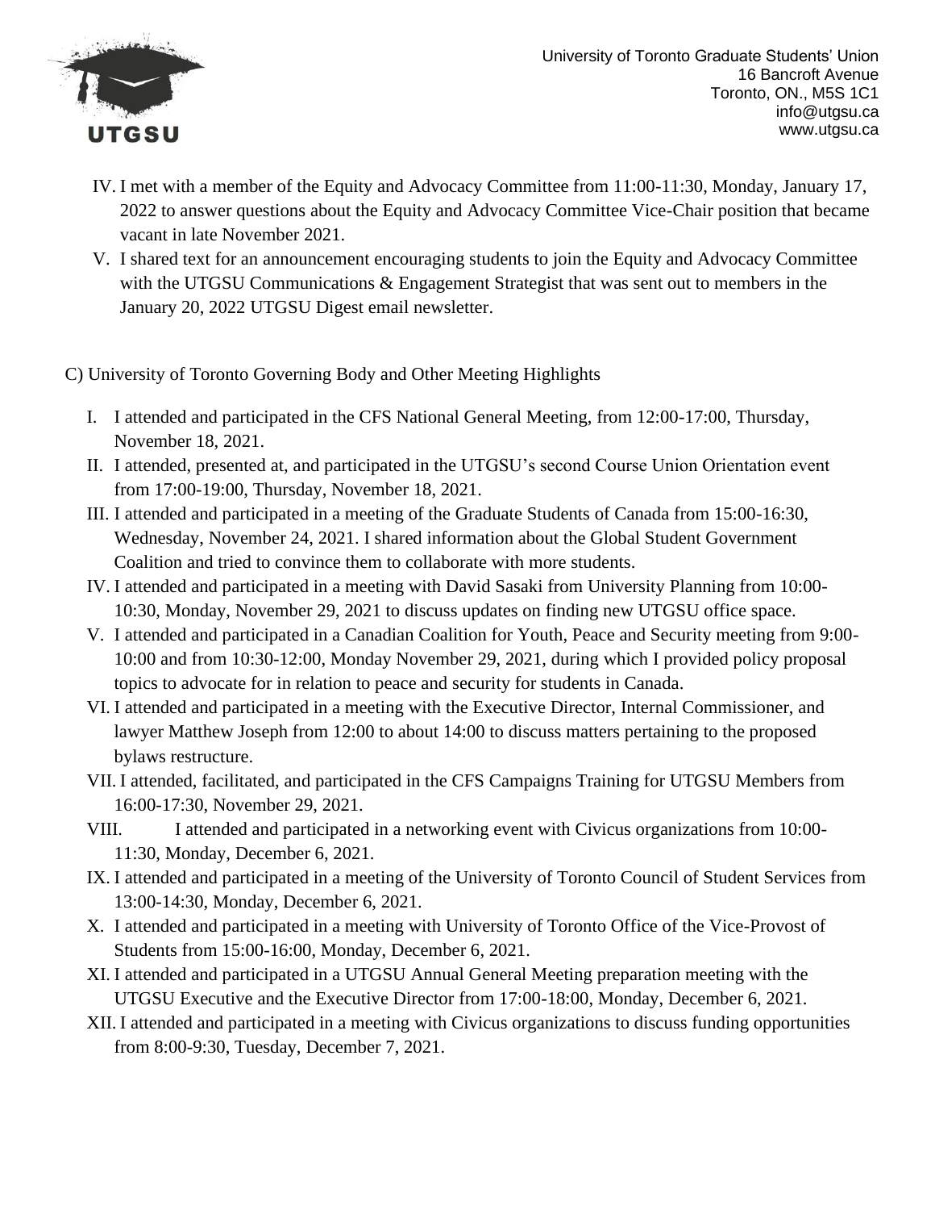IV. I met with a member of the Equity and Advocacy Committee from 11:00-11:30, Monday, January 17, 2022 to answer questions about the Equity and Advocacy Committee Vice-Chair position that became vacant in late November 2021.

V. I shared text for an announcement encouraging students to join the Equity and Advocacy Committee with the UTGSU Communications & Engagement Strategist that was sent out to members in the January 20, 2022 UTGSU Digest email newsletter.

C) University of Toronto Governing Body and Other Meeting Highlights

I. I attended and participated in the CFS National General Meeting, from 12:00-17:00, Thursday, November 18, 2021.

II. I attended, presented at, and participated in the UTGSU's second Course Union Orientation event from 17:00-19:00, Thursday, November 18, 2021.

III. I attended and participated in a meeting of the Graduate Students of Canada from 15:00-16:30, Wednesday, November 24, 2021. I shared information about the Global Student Government Coalition and tried to convince them to collaborate with more students.

IV. I attended and participated in a meeting with David Sasaki from University Planning from 10:00-10:30, Monday, November 29, 2021 to discuss updates on finding new UTGSU office space.

V. I attended and participated in a Canadian Coalition for Youth, Peace and Security meeting from 9:00-10:00 and from 10:30-12:00, Monday November 29, 2021, during which I provided policy proposal topics to advocate for in relation to peace and security for students in Canada.

VI. I attended and participated in a meeting with the Executive Director, Internal Commissioner, and lawyer Matthew Joseph from 12:00 to about 14:00 to discuss matters pertaining to the proposed bylaws restructure.

VII. I attended, facilitated, and participated in the CFS Campaigns Training for UTGSU Members from 16:00-17:30, November 29, 2021.

VIII. I attended and participated in a networking event with Civicus organizations from 10:00-11:30, Monday, December 6, 2021.

IX. I attended and participated in a meeting of the University of Toronto Council of Student Services from 13:00-14:30, Monday, December 6, 2021.

X. I attended and participated in a meeting with University of Toronto Office of the Vice-Provost of Students from 15:00-16:00, Monday, December 6, 2021.

XI. I attended and participated in a UTGSU Annual General Meeting preparation meeting with the UTGSU Executive and the Executive Director from 17:00-18:00, Monday, December 6, 2021.

XII. I attended and participated in a meeting with Civicus organizations to discuss funding opportunities from 8:00-9:30, Tuesday, December 7, 2021.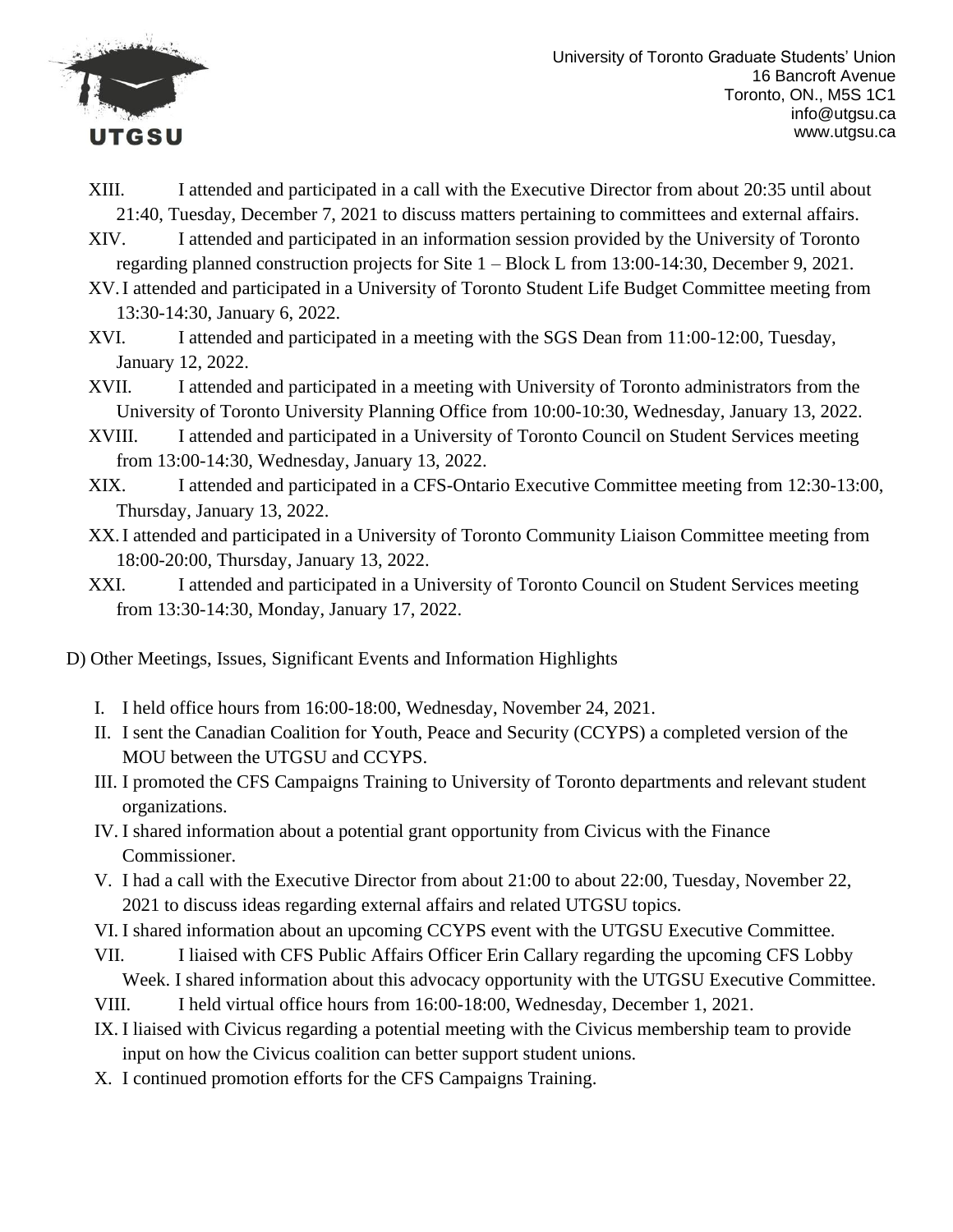XIII. I attended and participated in a call with the Executive Director from about 20:35 until about 21:40, Tuesday, December 7, 2021 to discuss matters pertaining to committees and external affairs.

XIV. I attended and participated in an information session provided by the University of Toronto regarding planned construction projects for Site 1 – Block L from 13:00-14:30, December 9, 2021.

XV. I attended and participated in a University of Toronto Student Life Budget Committee meeting from 13:30-14:30, January 6, 2022.

XVI. I attended and participated in a meeting with the SGS Dean from 11:00-12:00, Tuesday, January 12, 2022.

XVII. I attended and participated in a meeting with University of Toronto administrators from the University of Toronto University Planning Office from 10:00-10:30, Wednesday, January 13, 2022.

XVIII. I attended and participated in a University of Toronto Council on Student Services meeting from 13:00-14:30, Wednesday, January 13, 2022.

XIX. I attended and participated in a CFS-Ontario Executive Committee meeting from 12:30-13:00, Thursday, January 13, 2022.

XX. I attended and participated in a University of Toronto Community Liaison Committee meeting from 18:00-20:00, Thursday, January 13, 2022.

XXI. I attended and participated in a University of Toronto Council on Student Services meeting from 13:30-14:30, Monday, January 17, 2022.

D) Other Meetings, Issues, Significant Events and Information Highlights

I. I held office hours from 16:00-18:00, Wednesday, November 24, 2021.

II. I sent the Canadian Coalition for Youth, Peace and Security (CCYPS) a completed version of the MOU between the UTGSU and CCYPS.

III. I promoted the CFS Campaigns Training to University of Toronto departments and relevant student organizations.

IV. I shared information about a potential grant opportunity from Civicus with the Finance Commissioner.

V. I had a call with the Executive Director from about 21:00 to about 22:00, Tuesday, November 22, 2021 to discuss ideas regarding external affairs and related UTGSU topics.

VI. I shared information about an upcoming CCYPS event with the UTGSU Executive Committee.

VII. I liaised with CFS Public Affairs Officer Erin Callary regarding the upcoming CFS Lobby Week. I shared information about this advocacy opportunity with the UTGSU Executive Committee.

VIII. I held virtual office hours from 16:00-18:00, Wednesday, December 1, 2021.

IX. I liaised with Civicus regarding a potential meeting with the Civicus membership team to provide input on how the Civicus coalition can better support student unions.

X. I continued promotion efforts for the CFS Campaigns Training.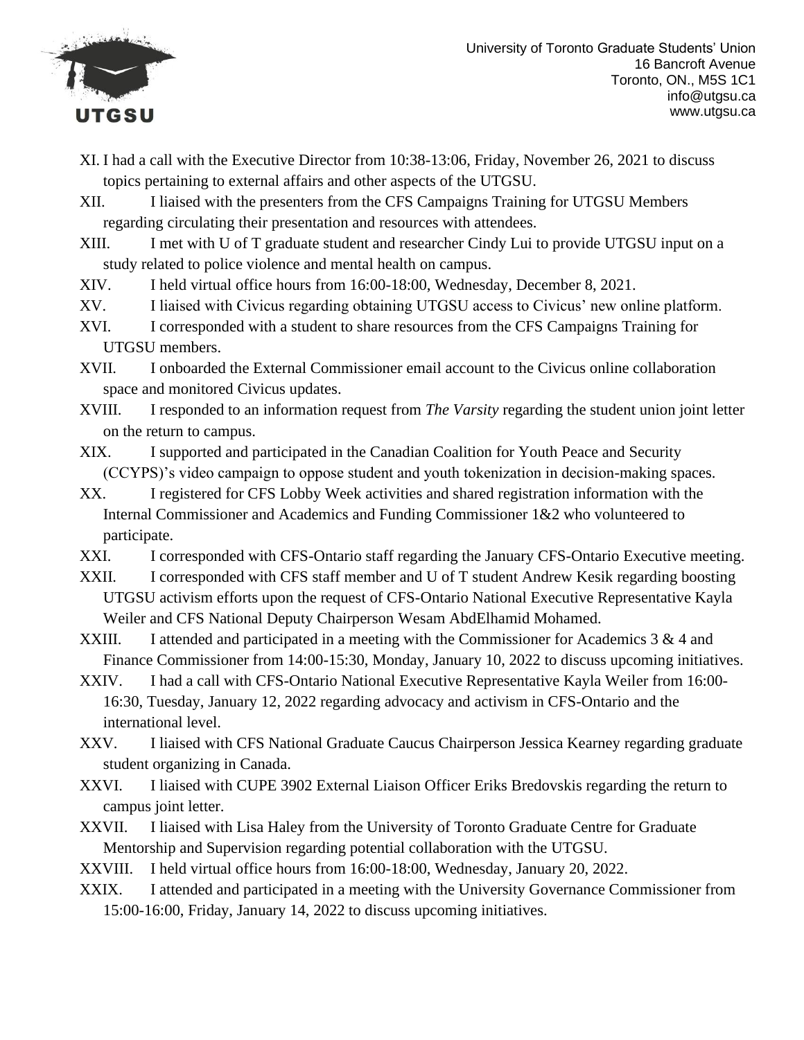XI. I had a call with the Executive Director from 10:38-13:06, Friday, November 26, 2021 to discuss topics pertaining to external affairs and other aspects of the UTGSU.

XII. I liaised with the presenters from the CFS Campaigns Training for UTGSU Members regarding circulating their presentation and resources with attendees.

XIII. I met with U of T graduate student and researcher Cindy Lui to provide UTGSU input on a study related to police violence and mental health on campus.

XIV. I held virtual office hours from 16:00-18:00, Wednesday, December 8, 2021.

XV. I liaised with Civicus regarding obtaining UTGSU access to Civicus' new online platform.

XVI. I corresponded with a student to share resources from the CFS Campaigns Training for UTGSU members.

XVII. I onboarded the External Commissioner email account to the Civicus online collaboration space and monitored Civicus updates.

XVIII. I responded to an information request from *The Varsity* regarding the student union joint letter on the return to campus.

XIX. I supported and participated in the Canadian Coalition for Youth Peace and Security (CCYPS)'s video campaign to oppose student and youth tokenization in decision-making spaces.

XX. I registered for CFS Lobby Week activities and shared registration information with the Internal Commissioner and Academics and Funding Commissioner 1&2 who volunteered to participate.

XXI. I corresponded with CFS-Ontario staff regarding the January CFS-Ontario Executive meeting.

XXII. I corresponded with CFS staff member and U of T student Andrew Kesik regarding boosting UTGSU activism efforts upon the request of CFS-Ontario National Executive Representative Kayla Weiler and CFS National Deputy Chairperson Wesam AbdElhamid Mohamed.

XXIII. I attended and participated in a meeting with the Commissioner for Academics 3 & 4 and Finance Commissioner from 14:00-15:30, Monday, January 10, 2022 to discuss upcoming initiatives.

XXIV. I had a call with CFS-Ontario National Executive Representative Kayla Weiler from 16:00-16:30, Tuesday, January 12, 2022 regarding advocacy and activism in CFS-Ontario and the international level.

XXV. I liaised with CFS National Graduate Caucus Chairperson Jessica Kearney regarding graduate student organizing in Canada.

XXVI. I liaised with CUPE 3902 External Liaison Officer Eriks Bredovskis regarding the return to campus joint letter.

XXVII. I liaised with Lisa Haley from the University of Toronto Graduate Centre for Graduate Mentorship and Supervision regarding potential collaboration with the UTGSU.

XXVIII. I held virtual office hours from 16:00-18:00, Wednesday, January 20, 2022.

XXIX. I attended and participated in a meeting with the University Governance Commissioner from 15:00-16:00, Friday, January 14, 2022 to discuss upcoming initiatives.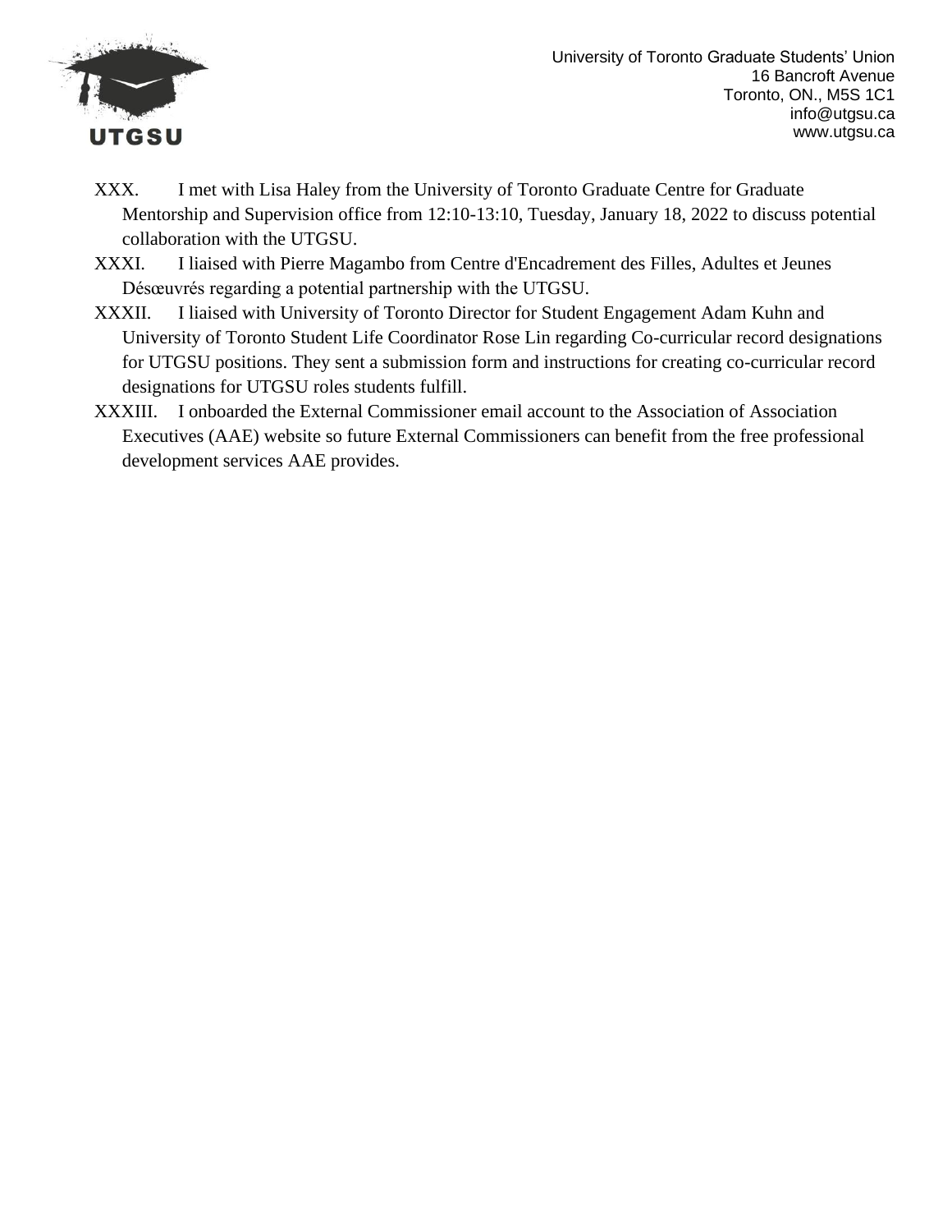XXX. I met with Lisa Haley from the University of Toronto Graduate Centre for Graduate Mentorship and Supervision office from 12:10-13:10, Tuesday, January 18, 2022 to discuss potential collaboration with the UTGSU.

XXXI. I liaised with Pierre Magambo from Centre d'Encadrement des Filles, Adultes et Jeunes Désœuvrés regarding a potential partnership with the UTGSU.

XXXII. I liaised with University of Toronto Director for Student Engagement Adam Kuhn and University of Toronto Student Life Coordinator Rose Lin regarding Co-curricular record designations for UTGSU positions. They sent a submission form and instructions for creating co-curricular record designations for UTGSU roles students fulfill.

XXXIII. I onboarded the External Commissioner email account to the Association of Association Executives (AAE) website so future External Commissioners can benefit from the free professional development services AAE provides.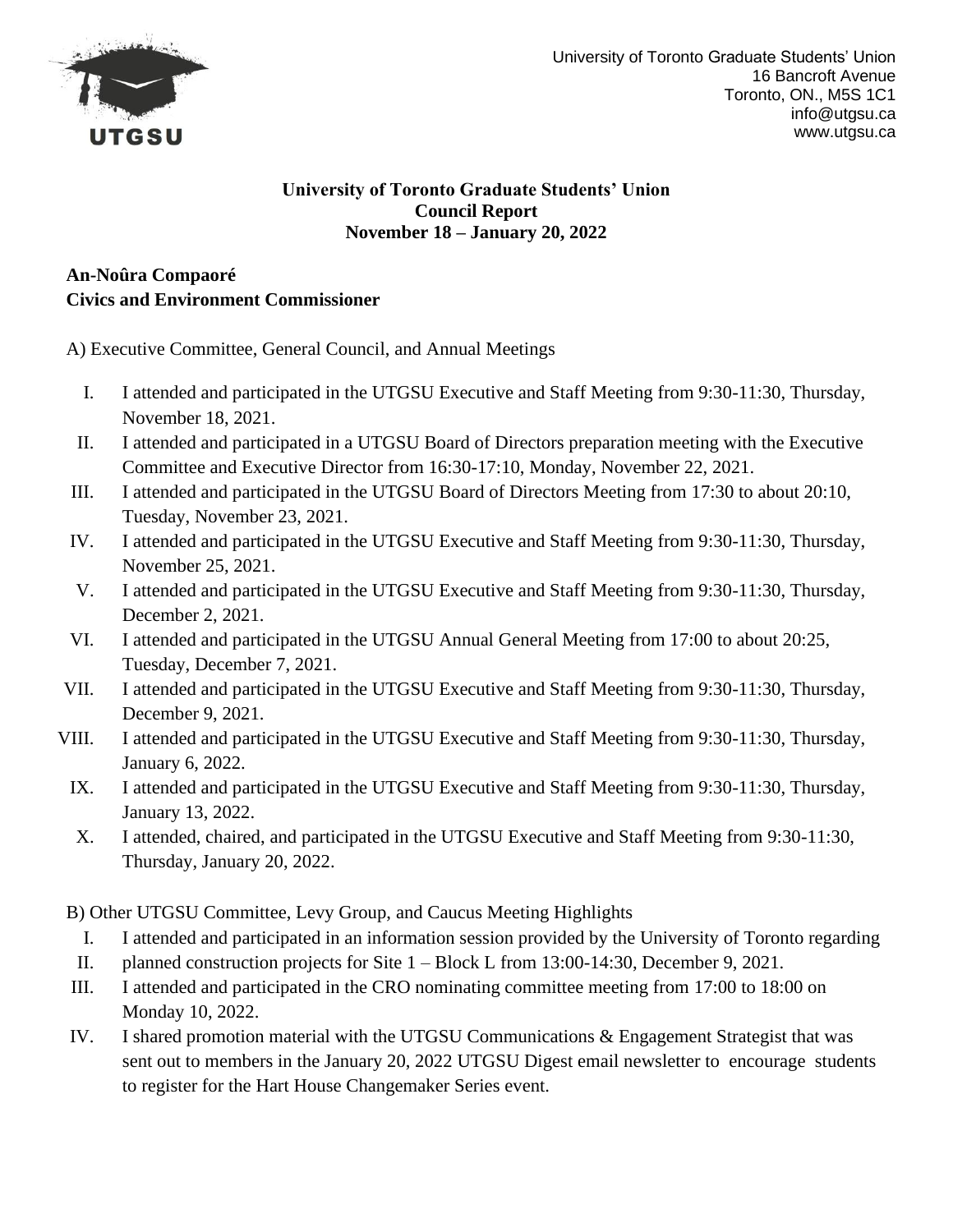University of Toronto Graduate Students' Union
16 Bancroft Avenue
Toronto, ON., M5S 1C1
info@utgsu.ca
www.utgsu.ca

**University of Toronto Graduate Students' Union**
**Council Report**
**November 18 – January 20, 2022**

**An-Noûra Compaoré**
**Civics and Environment Commissioner**

A) Executive Committee, General Council, and Annual Meetings

I. I attended and participated in the UTGSU Executive and Staff Meeting from 9:30-11:30, Thursday, November 18, 2021.
II. I attended and participated in a UTGSU Board of Directors preparation meeting with the Executive Committee and Executive Director from 16:30-17:10, Monday, November 22, 2021.
III. I attended and participated in the UTGSU Board of Directors Meeting from 17:30 to about 20:10, Tuesday, November 23, 2021.
IV. I attended and participated in the UTGSU Executive and Staff Meeting from 9:30-11:30, Thursday, November 25, 2021.
V. I attended and participated in the UTGSU Executive and Staff Meeting from 9:30-11:30, Thursday, December 2, 2021.
VI. I attended and participated in the UTGSU Annual General Meeting from 17:00 to about 20:25, Tuesday, December 7, 2021.
VII. I attended and participated in the UTGSU Executive and Staff Meeting from 9:30-11:30, Thursday, December 9, 2021.
VIII. I attended and participated in the UTGSU Executive and Staff Meeting from 9:30-11:30, Thursday, January 6, 2022.
IX. I attended and participated in the UTGSU Executive and Staff Meeting from 9:30-11:30, Thursday, January 13, 2022.
X. I attended, chaired, and participated in the UTGSU Executive and Staff Meeting from 9:30-11:30, Thursday, January 20, 2022.

B) Other UTGSU Committee, Levy Group, and Caucus Meeting Highlights

I. I attended and participated in an information session provided by the University of Toronto regarding
II. planned construction projects for Site 1 – Block L from 13:00-14:30, December 9, 2021.
III. I attended and participated in the CRO nominating committee meeting from 17:00 to 18:00 on Monday 10, 2022.
IV. I shared promotion material with the UTGSU Communications & Engagement Strategist that was sent out to members in the January 20, 2022 UTGSU Digest email newsletter to encourage students to register for the Hart House Changemaker Series event.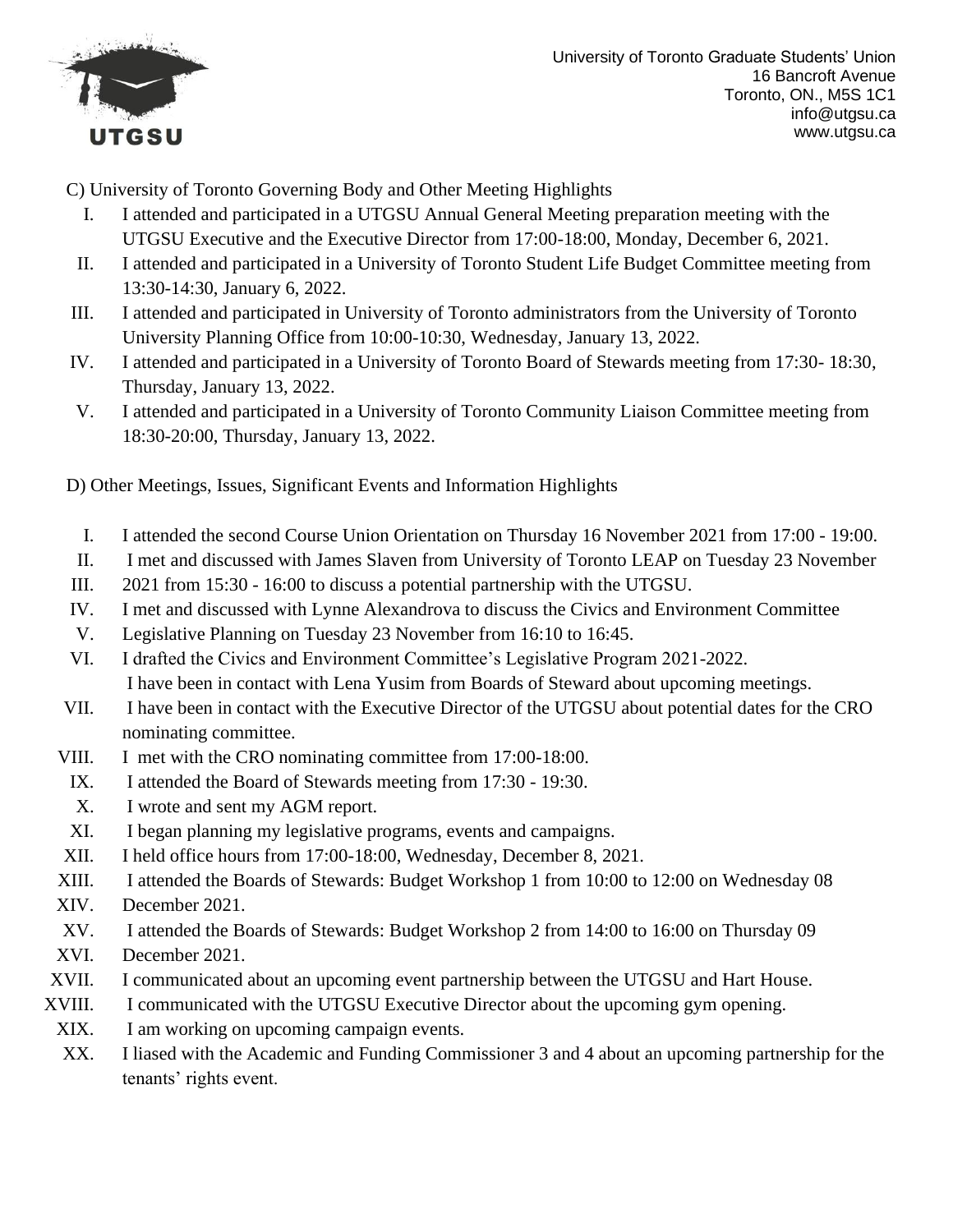C) University of Toronto Governing Body and Other Meeting Highlights

I. I attended and participated in a UTGSU Annual General Meeting preparation meeting with the UTGSU Executive and the Executive Director from 17:00-18:00, Monday, December 6, 2021.
II. I attended and participated in a University of Toronto Student Life Budget Committee meeting from 13:30-14:30, January 6, 2022.
III. I attended and participated in University of Toronto administrators from the University of Toronto University Planning Office from 10:00-10:30, Wednesday, January 13, 2022.
IV. I attended and participated in a University of Toronto Board of Stewards meeting from 17:30- 18:30, Thursday, January 13, 2022.
V. I attended and participated in a University of Toronto Community Liaison Committee meeting from 18:30-20:00, Thursday, January 13, 2022.

D) Other Meetings, Issues, Significant Events and Information Highlights

I. I attended the second Course Union Orientation on Thursday 16 November 2021 from 17:00 - 19:00.
II. I met and discussed with James Slaven from University of Toronto LEAP on Tuesday 23 November
III. 2021 from 15:30 - 16:00 to discuss a potential partnership with the UTGSU.
IV. I met and discussed with Lynne Alexandrova to discuss the Civics and Environment Committee
V. Legislative Planning on Tuesday 23 November from 16:10 to 16:45.
VI. I drafted the Civics and Environment Committee's Legislative Program 2021-2022. I have been in contact with Lena Yusim from Boards of Steward about upcoming meetings.
VII. I have been in contact with the Executive Director of the UTGSU about potential dates for the CRO nominating committee.
VIII. I met with the CRO nominating committee from 17:00-18:00.
IX. I attended the Board of Stewards meeting from 17:30 - 19:30.
X. I wrote and sent my AGM report.
XI. I began planning my legislative programs, events and campaigns.
XII. I held office hours from 17:00-18:00, Wednesday, December 8, 2021.
XIII. I attended the Boards of Stewards: Budget Workshop 1 from 10:00 to 12:00 on Wednesday 08
XIV. December 2021.
XV. I attended the Boards of Stewards: Budget Workshop 2 from 14:00 to 16:00 on Thursday 09
XVI. December 2021.
XVII. I communicated about an upcoming event partnership between the UTGSU and Hart House.
XVIII. I communicated with the UTGSU Executive Director about the upcoming gym opening.
XIX. I am working on upcoming campaign events.
XX. I liased with the Academic and Funding Commissioner 3 and 4 about an upcoming partnership for the tenants' rights event.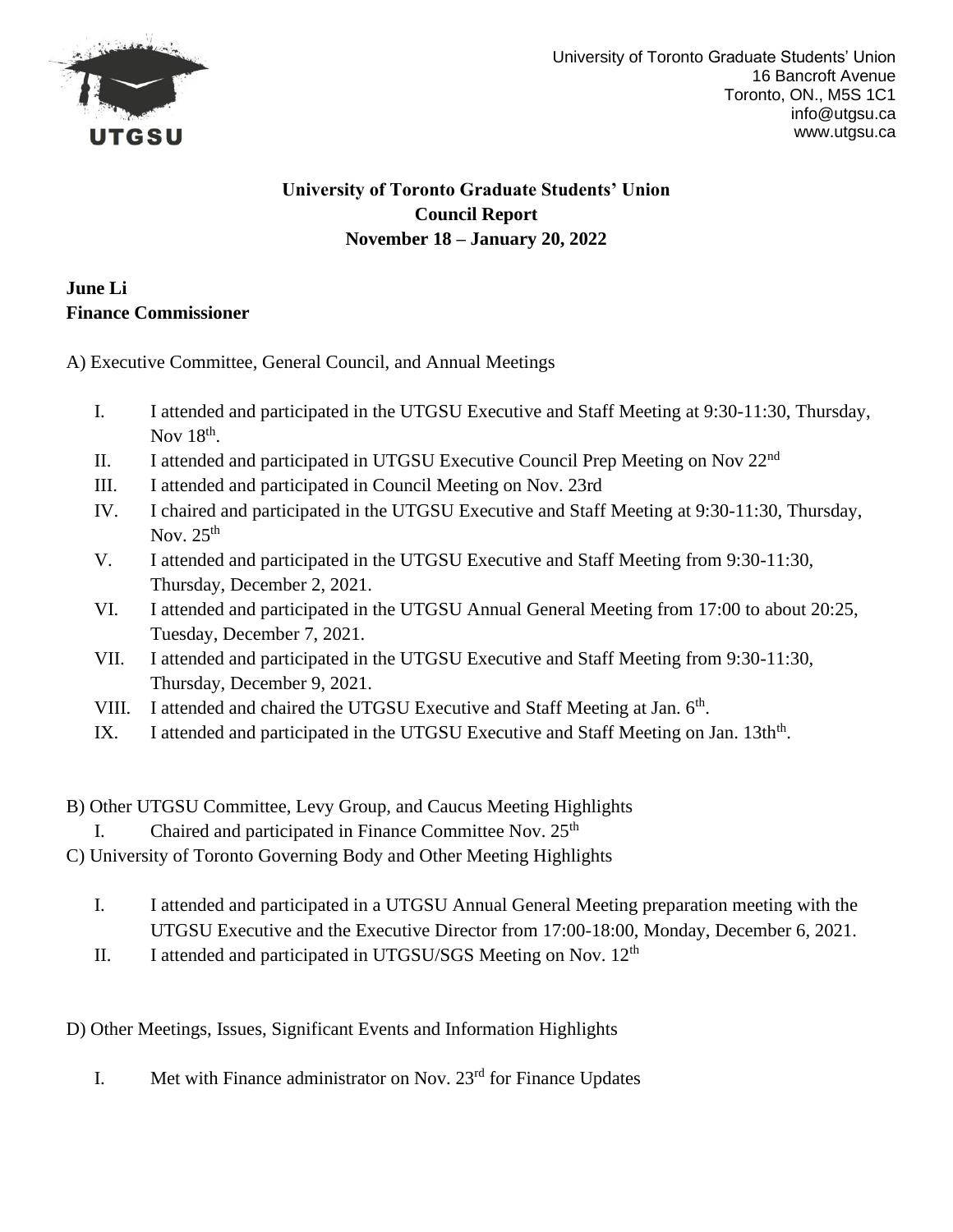University of Toronto Graduate Students' Union
16 Bancroft Avenue
Toronto, ON., M5S 1C1
info@utgsu.ca
www.utgsu.ca

**University of Toronto Graduate Students' Union**
**Council Report**
**November 18 – January 20, 2022**

**June Li**
**Finance Commissioner**

A) Executive Committee, General Council, and Annual Meetings

I. I attended and participated in the UTGSU Executive and Staff Meeting at 9:30-11:30, Thursday, Nov 18th.
II. I attended and participated in UTGSU Executive Council Prep Meeting on Nov 22nd
III. I attended and participated in Council Meeting on Nov. 23rd
IV. I chaired and participated in the UTGSU Executive and Staff Meeting at 9:30-11:30, Thursday, Nov. 25th
V. I attended and participated in the UTGSU Executive and Staff Meeting from 9:30-11:30, Thursday, December 2, 2021.
VI. I attended and participated in the UTGSU Annual General Meeting from 17:00 to about 20:25, Tuesday, December 7, 2021.
VII. I attended and participated in the UTGSU Executive and Staff Meeting from 9:30-11:30, Thursday, December 9, 2021.
VIII. I attended and chaired the UTGSU Executive and Staff Meeting at Jan. 6th.
IX. I attended and participated in the UTGSU Executive and Staff Meeting on Jan. 13thth.

B) Other UTGSU Committee, Levy Group, and Caucus Meeting Highlights

I. Chaired and participated in Finance Committee Nov. 25th

C) University of Toronto Governing Body and Other Meeting Highlights

I. I attended and participated in a UTGSU Annual General Meeting preparation meeting with the UTGSU Executive and the Executive Director from 17:00-18:00, Monday, December 6, 2021.
II. I attended and participated in UTGSU/SGS Meeting on Nov. 12th

D) Other Meetings, Issues, Significant Events and Information Highlights

I. Met with Finance administrator on Nov. 23rd for Finance Updates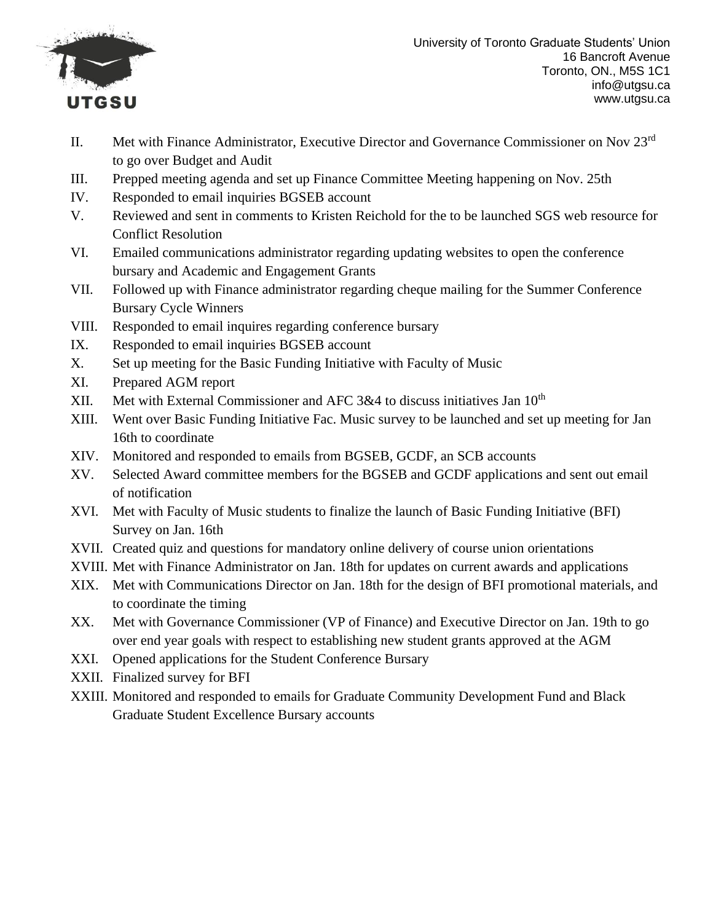II. Met with Finance Administrator, Executive Director and Governance Commissioner on Nov 23rd to go over Budget and Audit
III. Prepped meeting agenda and set up Finance Committee Meeting happening on Nov. 25th
IV. Responded to email inquiries BGSEB account
V. Reviewed and sent in comments to Kristen Reichold for the to be launched SGS web resource for Conflict Resolution
VI. Emailed communications administrator regarding updating websites to open the conference bursary and Academic and Engagement Grants
VII. Followed up with Finance administrator regarding cheque mailing for the Summer Conference Bursary Cycle Winners
VIII. Responded to email inquires regarding conference bursary
IX. Responded to email inquiries BGSEB account
X. Set up meeting for the Basic Funding Initiative with Faculty of Music
XI. Prepared AGM report
XII. Met with External Commissioner and AFC 3&4 to discuss initiatives Jan 10th
XIII. Went over Basic Funding Initiative Fac. Music survey to be launched and set up meeting for Jan 16th to coordinate
XIV. Monitored and responded to emails from BGSEB, GCDF, an SCB accounts
XV. Selected Award committee members for the BGSEB and GCDF applications and sent out email of notification
XVI. Met with Faculty of Music students to finalize the launch of Basic Funding Initiative (BFI) Survey on Jan. 16th
XVII. Created quiz and questions for mandatory online delivery of course union orientations
XVIII. Met with Finance Administrator on Jan. 18th for updates on current awards and applications
XIX. Met with Communications Director on Jan. 18th for the design of BFI promotional materials, and to coordinate the timing
XX. Met with Governance Commissioner (VP of Finance) and Executive Director on Jan. 19th to go over end year goals with respect to establishing new student grants approved at the AGM
XXI. Opened applications for the Student Conference Bursary
XXII. Finalized survey for BFI
XXIII. Monitored and responded to emails for Graduate Community Development Fund and Black Graduate Student Excellence Bursary accounts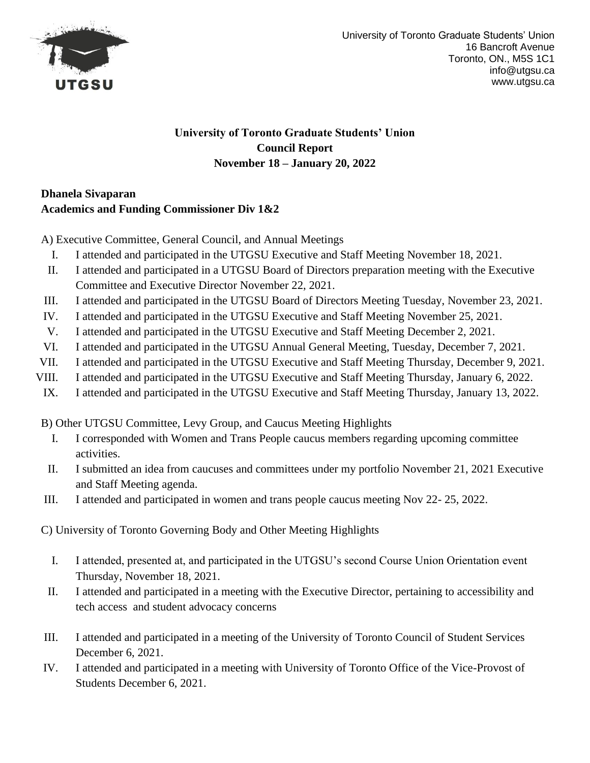University of Toronto Graduate Students' Union
16 Bancroft Avenue
Toronto, ON., M5S 1C1
info@utgsu.ca
www.utgsu.ca

**University of Toronto Graduate Students' Union**
**Council Report**
**November 18 – January 20, 2022**

**Dhanela Sivaparan**
**Academics and Funding Commissioner Div 1&2**

A) Executive Committee, General Council, and Annual Meetings

I. I attended and participated in the UTGSU Executive and Staff Meeting November 18, 2021.
II. I attended and participated in a UTGSU Board of Directors preparation meeting with the Executive Committee and Executive Director November 22, 2021.
III. I attended and participated in the UTGSU Board of Directors Meeting Tuesday, November 23, 2021.
IV. I attended and participated in the UTGSU Executive and Staff Meeting November 25, 2021.
V. I attended and participated in the UTGSU Executive and Staff Meeting December 2, 2021.
VI. I attended and participated in the UTGSU Annual General Meeting, Tuesday, December 7, 2021.
VII. I attended and participated in the UTGSU Executive and Staff Meeting Thursday, December 9, 2021.
VIII. I attended and participated in the UTGSU Executive and Staff Meeting Thursday, January 6, 2022.
IX. I attended and participated in the UTGSU Executive and Staff Meeting Thursday, January 13, 2022.

B) Other UTGSU Committee, Levy Group, and Caucus Meeting Highlights

I. I corresponded with Women and Trans People caucus members regarding upcoming committee activities.
II. I submitted an idea from caucuses and committees under my portfolio November 21, 2021 Executive and Staff Meeting agenda.
III. I attended and participated in women and trans people caucus meeting Nov 22- 25, 2022.

C) University of Toronto Governing Body and Other Meeting Highlights

I. I attended, presented at, and participated in the UTGSU's second Course Union Orientation event Thursday, November 18, 2021.
II. I attended and participated in a meeting with the Executive Director, pertaining to accessibility and tech access and student advocacy concerns
III. I attended and participated in a meeting of the University of Toronto Council of Student Services December 6, 2021.
IV. I attended and participated in a meeting with University of Toronto Office of the Vice-Provost of Students December 6, 2021.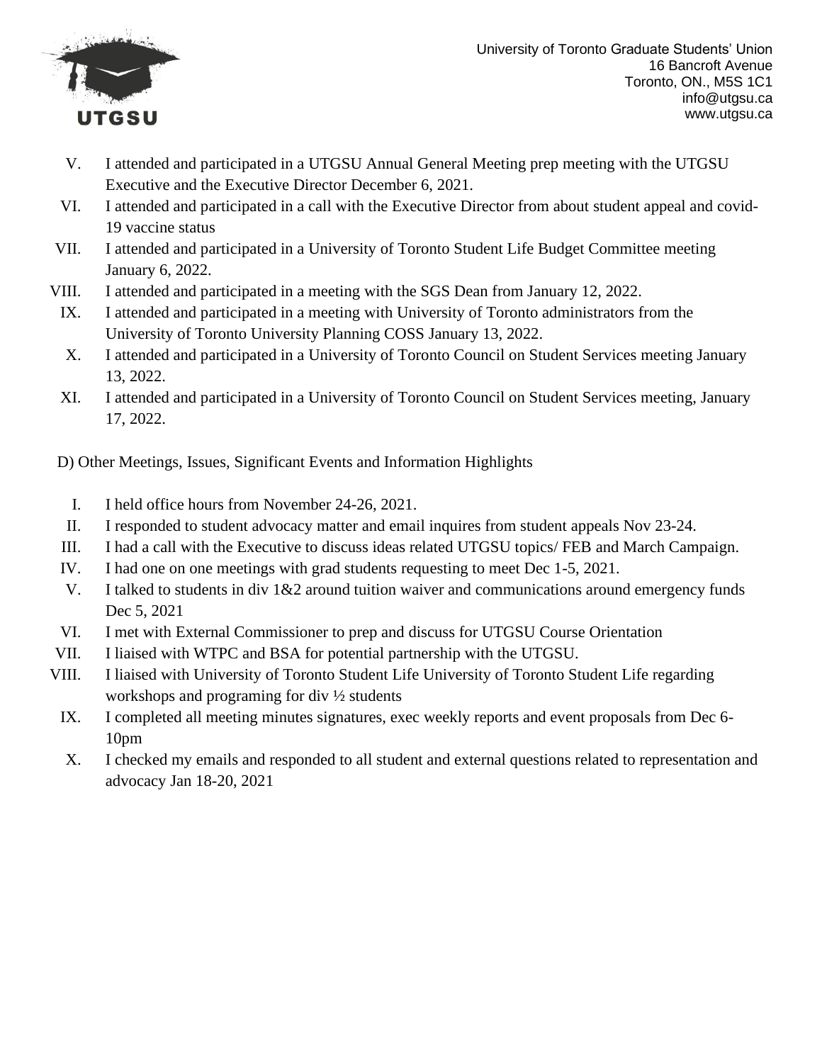V. I attended and participated in a UTGSU Annual General Meeting prep meeting with the UTGSU Executive and the Executive Director December 6, 2021.
VI. I attended and participated in a call with the Executive Director from about student appeal and covid-19 vaccine status
VII. I attended and participated in a University of Toronto Student Life Budget Committee meeting January 6, 2022.
VIII. I attended and participated in a meeting with the SGS Dean from January 12, 2022.
IX. I attended and participated in a meeting with University of Toronto administrators from the University of Toronto University Planning COSS January 13, 2022.
X. I attended and participated in a University of Toronto Council on Student Services meeting January 13, 2022.
XI. I attended and participated in a University of Toronto Council on Student Services meeting, January 17, 2022.

D) Other Meetings, Issues, Significant Events and Information Highlights

I. I held office hours from November 24-26, 2021.
II. I responded to student advocacy matter and email inquires from student appeals Nov 23-24.
III. I had a call with the Executive to discuss ideas related UTGSU topics/ FEB and March Campaign.
IV. I had one on one meetings with grad students requesting to meet Dec 1-5, 2021.
V. I talked to students in div 1&2 around tuition waiver and communications around emergency funds Dec 5, 2021
VI. I met with External Commissioner to prep and discuss for UTGSU Course Orientation
VII. I liaised with WTPC and BSA for potential partnership with the UTGSU.
VIII. I liaised with University of Toronto Student Life University of Toronto Student Life regarding workshops and programing for div ½ students
IX. I completed all meeting minutes signatures, exec weekly reports and event proposals from Dec 6-10pm
X. I checked my emails and responded to all student and external questions related to representation and advocacy Jan 18-20, 2021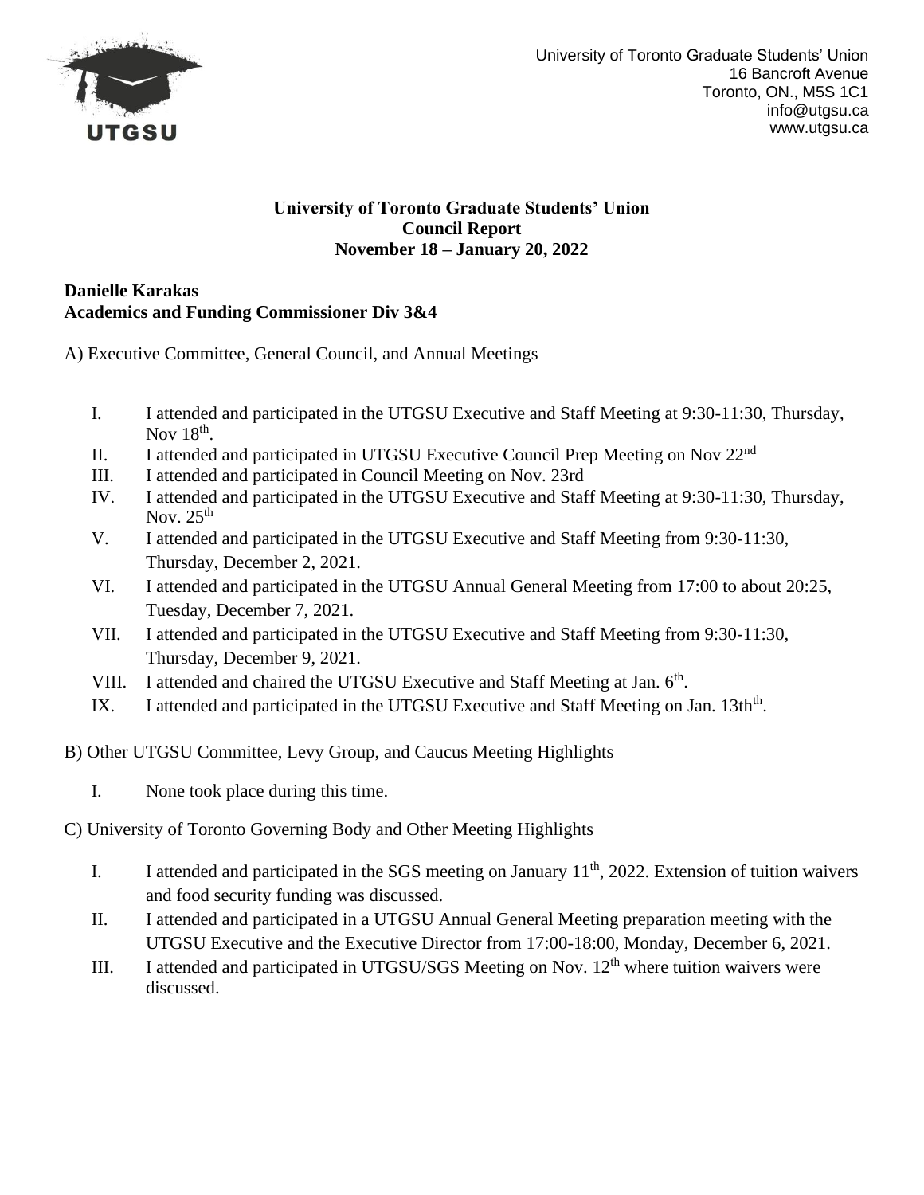University of Toronto Graduate Students' Union
16 Bancroft Avenue
Toronto, ON., M5S 1C1
info@utgsu.ca
www.utgsu.ca

**University of Toronto Graduate Students' Union**
**Council Report**
**November 18 – January 20, 2022**

**Danielle Karakas**
**Academics and Funding Commissioner Div 3&4**

A) Executive Committee, General Council, and Annual Meetings

I. I attended and participated in the UTGSU Executive and Staff Meeting at 9:30-11:30, Thursday, Nov 18th.
II. I attended and participated in UTGSU Executive Council Prep Meeting on Nov 22nd
III. I attended and participated in Council Meeting on Nov. 23rd
IV. I attended and participated in the UTGSU Executive and Staff Meeting at 9:30-11:30, Thursday, Nov. 25th
V. I attended and participated in the UTGSU Executive and Staff Meeting from 9:30-11:30, Thursday, December 2, 2021.
VI. I attended and participated in the UTGSU Annual General Meeting from 17:00 to about 20:25, Tuesday, December 7, 2021.
VII. I attended and participated in the UTGSU Executive and Staff Meeting from 9:30-11:30, Thursday, December 9, 2021.
VIII. I attended and chaired the UTGSU Executive and Staff Meeting at Jan. 6th.
IX. I attended and participated in the UTGSU Executive and Staff Meeting on Jan. 13thth.

B) Other UTGSU Committee, Levy Group, and Caucus Meeting Highlights

I. None took place during this time.

C) University of Toronto Governing Body and Other Meeting Highlights

I. I attended and participated in the SGS meeting on January 11th, 2022. Extension of tuition waivers and food security funding was discussed.
II. I attended and participated in a UTGSU Annual General Meeting preparation meeting with the UTGSU Executive and the Executive Director from 17:00-18:00, Monday, December 6, 2021.
III. I attended and participated in UTGSU/SGS Meeting on Nov. 12th where tuition waivers were discussed.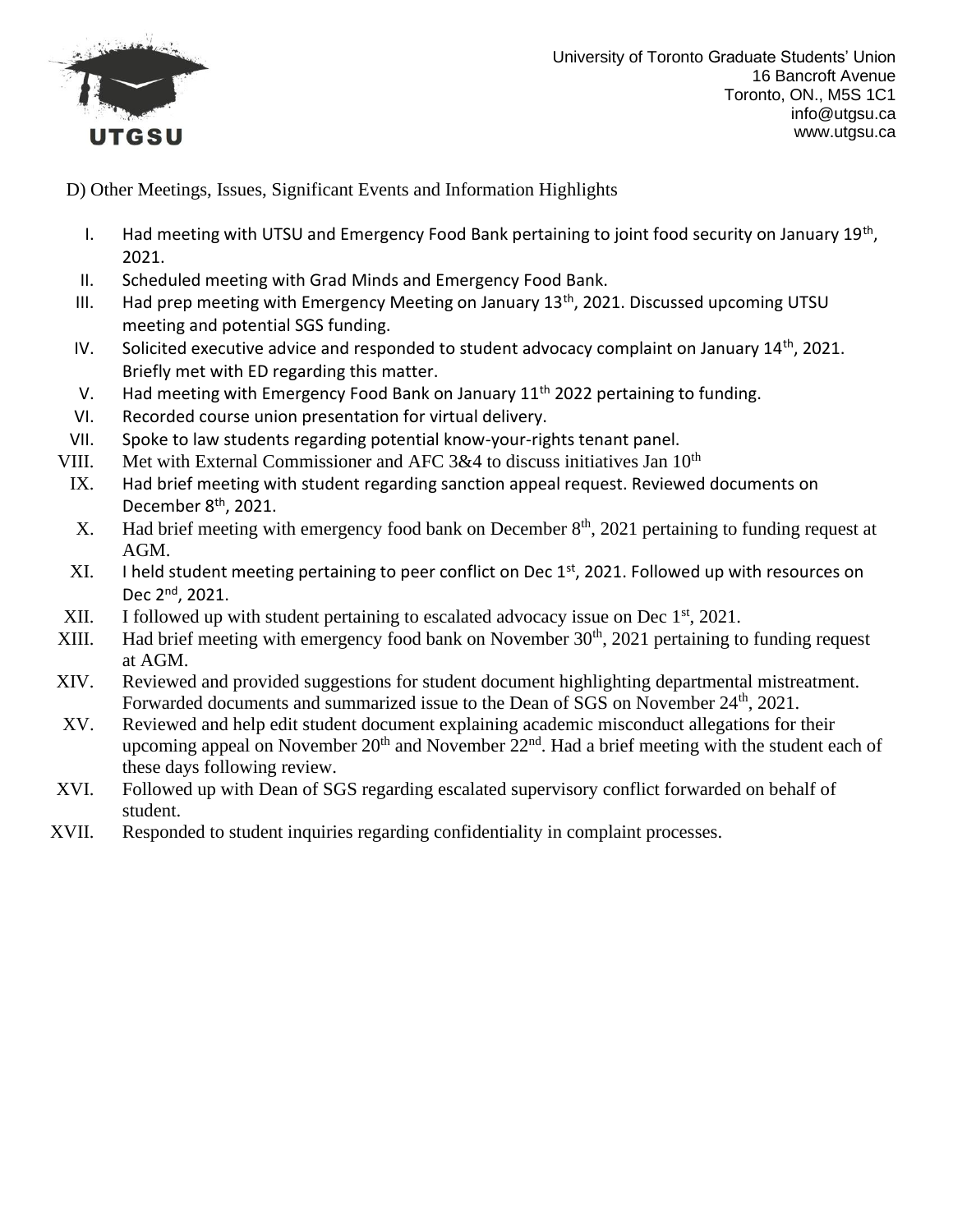D) Other Meetings, Issues, Significant Events and Information Highlights

I. Had meeting with UTSU and Emergency Food Bank pertaining to joint food security on January 19th, 2021.
II. Scheduled meeting with Grad Minds and Emergency Food Bank.
III. Had prep meeting with Emergency Meeting on January 13th, 2021. Discussed upcoming UTSU meeting and potential SGS funding.
IV. Solicited executive advice and responded to student advocacy complaint on January 14th, 2021. Briefly met with ED regarding this matter.
V. Had meeting with Emergency Food Bank on January 11th 2022 pertaining to funding.
VI. Recorded course union presentation for virtual delivery.
VII. Spoke to law students regarding potential know-your-rights tenant panel.
VIII. Met with External Commissioner and AFC 3&4 to discuss initiatives Jan 10th
IX. Had brief meeting with student regarding sanction appeal request. Reviewed documents on December 8th, 2021.
X. Had brief meeting with emergency food bank on December 8th, 2021 pertaining to funding request at AGM.
XI. I held student meeting pertaining to peer conflict on Dec 1st, 2021. Followed up with resources on Dec 2nd, 2021.
XII. I followed up with student pertaining to escalated advocacy issue on Dec 1st, 2021.
XIII. Had brief meeting with emergency food bank on November 30th, 2021 pertaining to funding request at AGM.
XIV. Reviewed and provided suggestions for student document highlighting departmental mistreatment. Forwarded documents and summarized issue to the Dean of SGS on November 24th, 2021.
XV. Reviewed and help edit student document explaining academic misconduct allegations for their upcoming appeal on November 20th and November 22nd. Had a brief meeting with the student each of these days following review.
XVI. Followed up with Dean of SGS regarding escalated supervisory conflict forwarded on behalf of student.
XVII. Responded to student inquiries regarding confidentiality in complaint processes.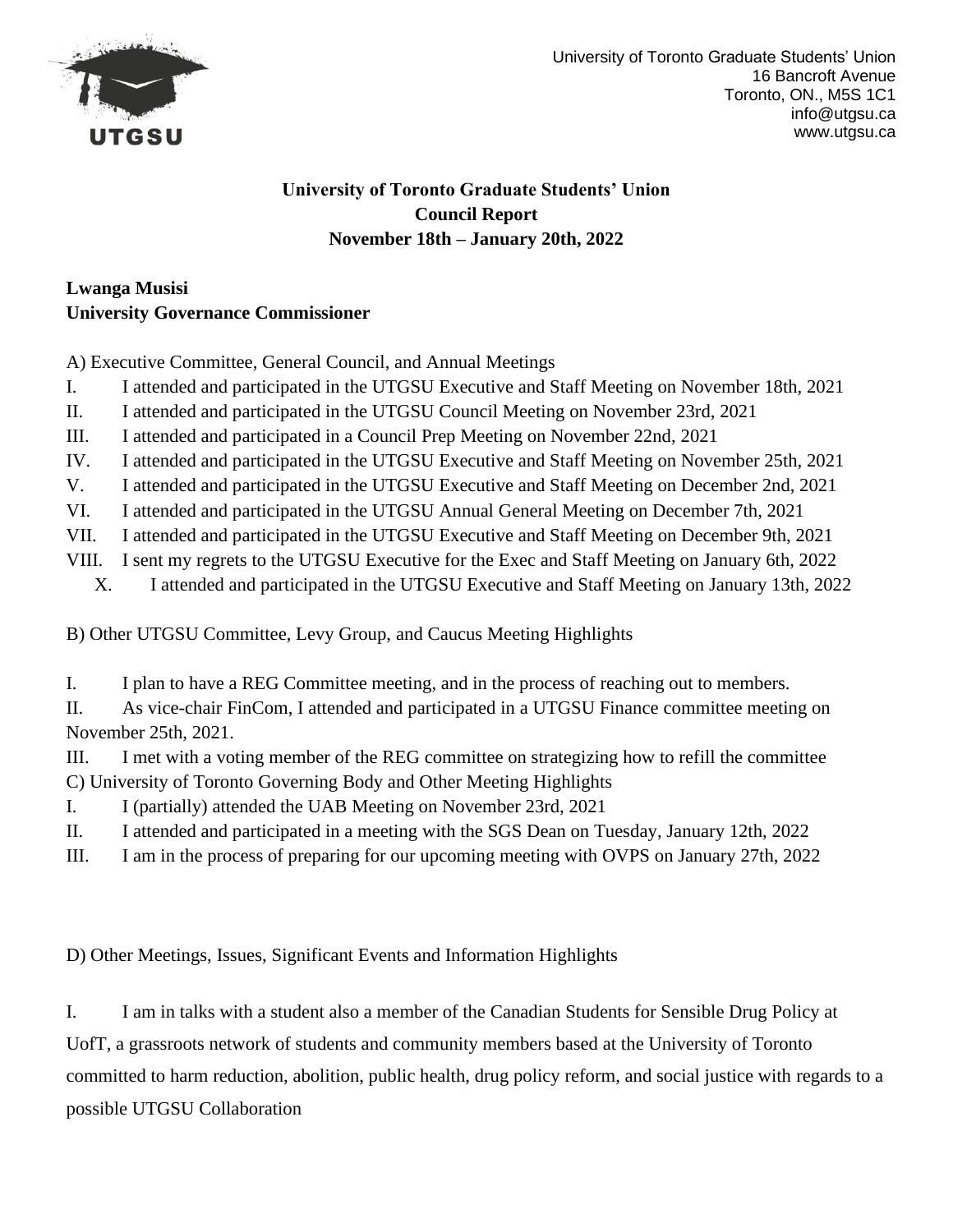University of Toronto Graduate Students' Union
16 Bancroft Avenue
Toronto, ON., M5S 1C1
info@utgsu.ca
www.utgsu.ca

**University of Toronto Graduate Students' Union**
**Council Report**
**November 18th – January 20th, 2022**

**Lwanga Musisi**
**University Governance Commissioner**

A) Executive Committee, General Council, and Annual Meetings

I. I attended and participated in the UTGSU Executive and Staff Meeting on November 18th, 2021
II. I attended and participated in the UTGSU Council Meeting on November 23rd, 2021
III. I attended and participated in a Council Prep Meeting on November 22nd, 2021
IV. I attended and participated in the UTGSU Executive and Staff Meeting on November 25th, 2021
V. I attended and participated in the UTGSU Executive and Staff Meeting on December 2nd, 2021
VI. I attended and participated in the UTGSU Annual General Meeting on December 7th, 2021
VII. I attended and participated in the UTGSU Executive and Staff Meeting on December 9th, 2021
VIII. I sent my regrets to the UTGSU Executive for the Exec and Staff Meeting on January 6th, 2022
X. I attended and participated in the UTGSU Executive and Staff Meeting on January 13th, 2022

B) Other UTGSU Committee, Levy Group, and Caucus Meeting Highlights

I. I plan to have a REG Committee meeting, and in the process of reaching out to members.
II. As vice-chair FinCom, I attended and participated in a UTGSU Finance committee meeting on November 25th, 2021.
III. I met with a voting member of the REG committee on strategizing how to refill the committee

C) University of Toronto Governing Body and Other Meeting Highlights

I. I (partially) attended the UAB Meeting on November 23rd, 2021
II. I attended and participated in a meeting with the SGS Dean on Tuesday, January 12th, 2022
III. I am in the process of preparing for our upcoming meeting with OVPS on January 27th, 2022

D) Other Meetings, Issues, Significant Events and Information Highlights

I. I am in talks with a student also a member of the Canadian Students for Sensible Drug Policy at UofT, a grassroots network of students and community members based at the University of Toronto committed to harm reduction, abolition, public health, drug policy reform, and social justice with regards to a possible UTGSU Collaboration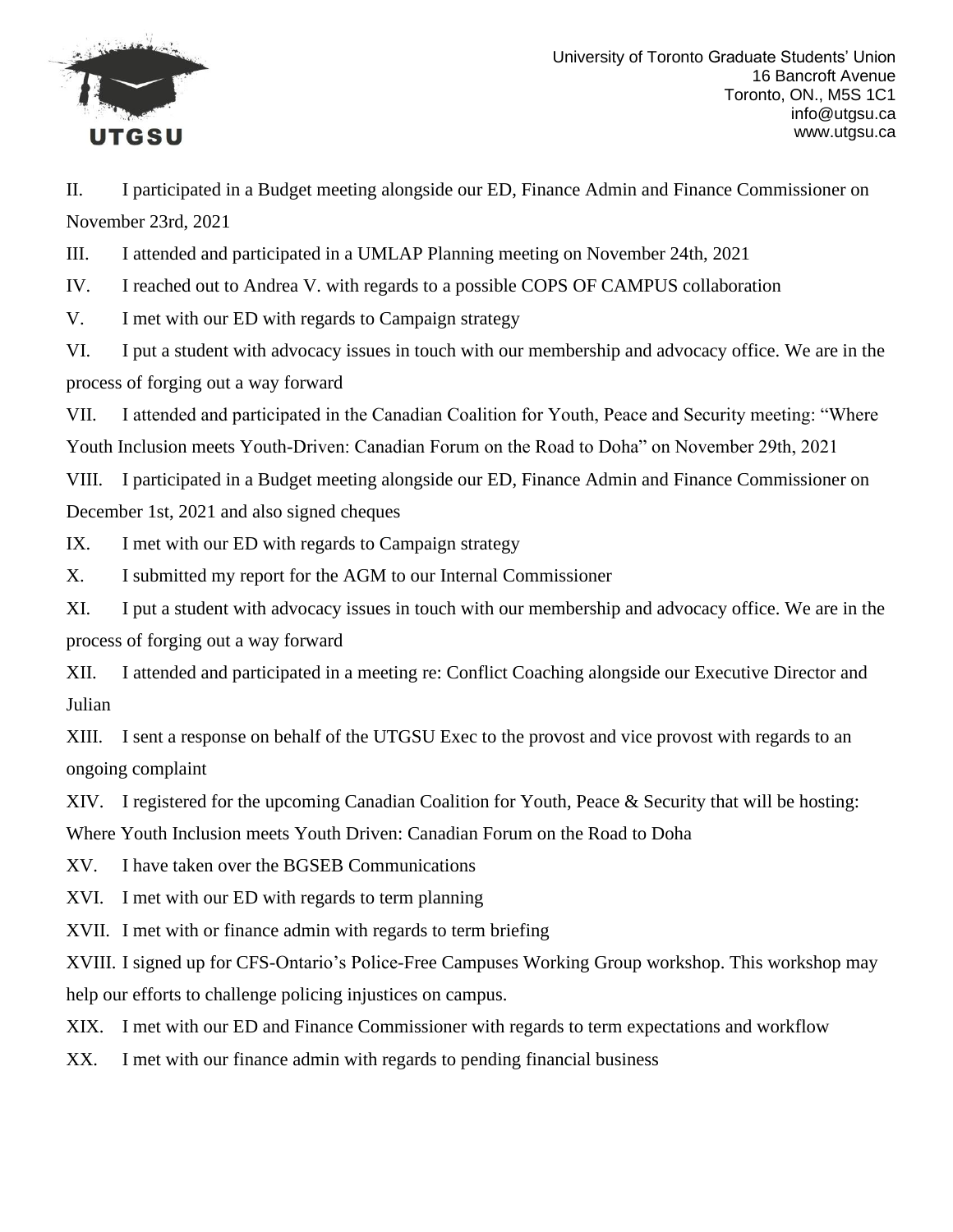II. I participated in a Budget meeting alongside our ED, Finance Admin and Finance Commissioner on November 23rd, 2021

III. I attended and participated in a UMLAP Planning meeting on November 24th, 2021

IV. I reached out to Andrea V. with regards to a possible COPS OF CAMPUS collaboration

V. I met with our ED with regards to Campaign strategy

VI. I put a student with advocacy issues in touch with our membership and advocacy office. We are in the process of forging out a way forward

VII. I attended and participated in the Canadian Coalition for Youth, Peace and Security meeting: "Where Youth Inclusion meets Youth-Driven: Canadian Forum on the Road to Doha" on November 29th, 2021

VIII. I participated in a Budget meeting alongside our ED, Finance Admin and Finance Commissioner on December 1st, 2021 and also signed cheques

IX. I met with our ED with regards to Campaign strategy

X. I submitted my report for the AGM to our Internal Commissioner

XI. I put a student with advocacy issues in touch with our membership and advocacy office. We are in the process of forging out a way forward

XII. I attended and participated in a meeting re: Conflict Coaching alongside our Executive Director and Julian

XIII. I sent a response on behalf of the UTGSU Exec to the provost and vice provost with regards to an ongoing complaint

XIV. I registered for the upcoming Canadian Coalition for Youth, Peace & Security that will be hosting: Where Youth Inclusion meets Youth Driven: Canadian Forum on the Road to Doha

XV. I have taken over the BGSEB Communications

XVI. I met with our ED with regards to term planning

XVII. I met with or finance admin with regards to term briefing

XVIII. I signed up for CFS-Ontario's Police-Free Campuses Working Group workshop. This workshop may help our efforts to challenge policing injustices on campus.

XIX. I met with our ED and Finance Commissioner with regards to term expectations and workflow

XX. I met with our finance admin with regards to pending financial business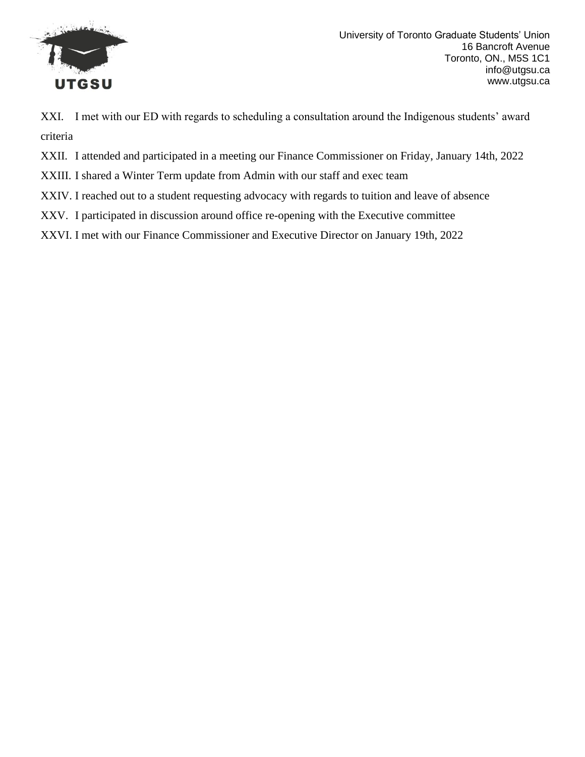XXI. I met with our ED with regards to scheduling a consultation around the Indigenous students' award criteria

XXII. I attended and participated in a meeting our Finance Commissioner on Friday, January 14th, 2022

XXIII. I shared a Winter Term update from Admin with our staff and exec team

XXIV. I reached out to a student requesting advocacy with regards to tuition and leave of absence

XXV. I participated in discussion around office re-opening with the Executive committee

XXVI. I met with our Finance Commissioner and Executive Director on January 19th, 2022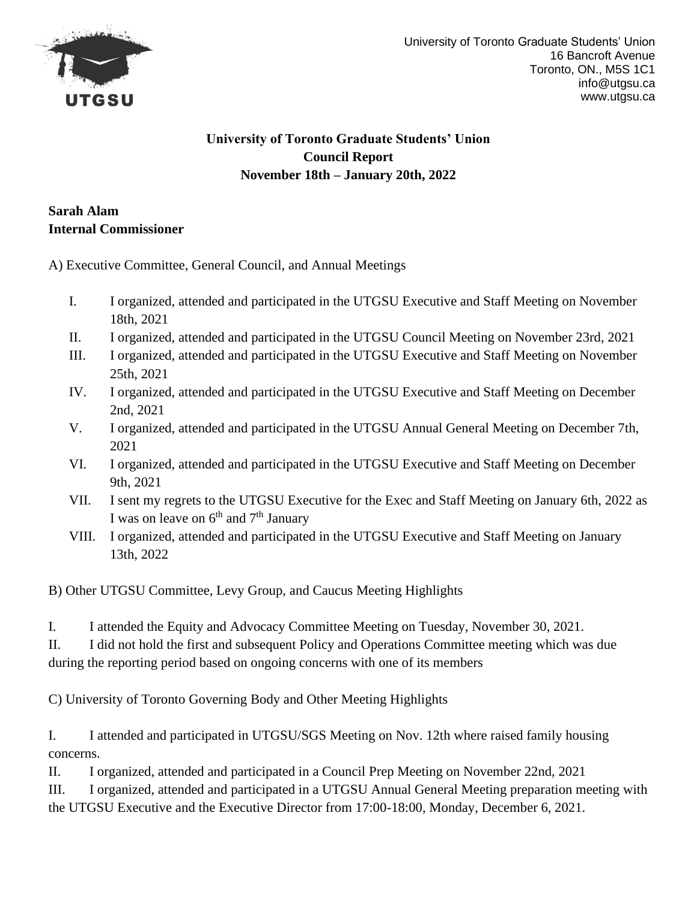University of Toronto Graduate Students' Union
16 Bancroft Avenue
Toronto, ON., M5S 1C1
info@utgsu.ca
www.utgsu.ca

**University of Toronto Graduate Students' Union**
**Council Report**
**November 18th – January 20th, 2022**

**Sarah Alam**
**Internal Commissioner**

A) Executive Committee, General Council, and Annual Meetings

I. I organized, attended and participated in the UTGSU Executive and Staff Meeting on November 18th, 2021
II. I organized, attended and participated in the UTGSU Council Meeting on November 23rd, 2021
III. I organized, attended and participated in the UTGSU Executive and Staff Meeting on November 25th, 2021
IV. I organized, attended and participated in the UTGSU Executive and Staff Meeting on December 2nd, 2021
V. I organized, attended and participated in the UTGSU Annual General Meeting on December 7th, 2021
VI. I organized, attended and participated in the UTGSU Executive and Staff Meeting on December 9th, 2021
VII. I sent my regrets to the UTGSU Executive for the Exec and Staff Meeting on January 6th, 2022 as I was on leave on 6th and 7th January
VIII. I organized, attended and participated in the UTGSU Executive and Staff Meeting on January 13th, 2022

B) Other UTGSU Committee, Levy Group, and Caucus Meeting Highlights

I. I attended the Equity and Advocacy Committee Meeting on Tuesday, November 30, 2021.
II. I did not hold the first and subsequent Policy and Operations Committee meeting which was due during the reporting period based on ongoing concerns with one of its members

C) University of Toronto Governing Body and Other Meeting Highlights

I. I attended and participated in UTGSU/SGS Meeting on Nov. 12th where raised family housing concerns.
II. I organized, attended and participated in a Council Prep Meeting on November 22nd, 2021
III. I organized, attended and participated in a UTGSU Annual General Meeting preparation meeting with the UTGSU Executive and the Executive Director from 17:00-18:00, Monday, December 6, 2021.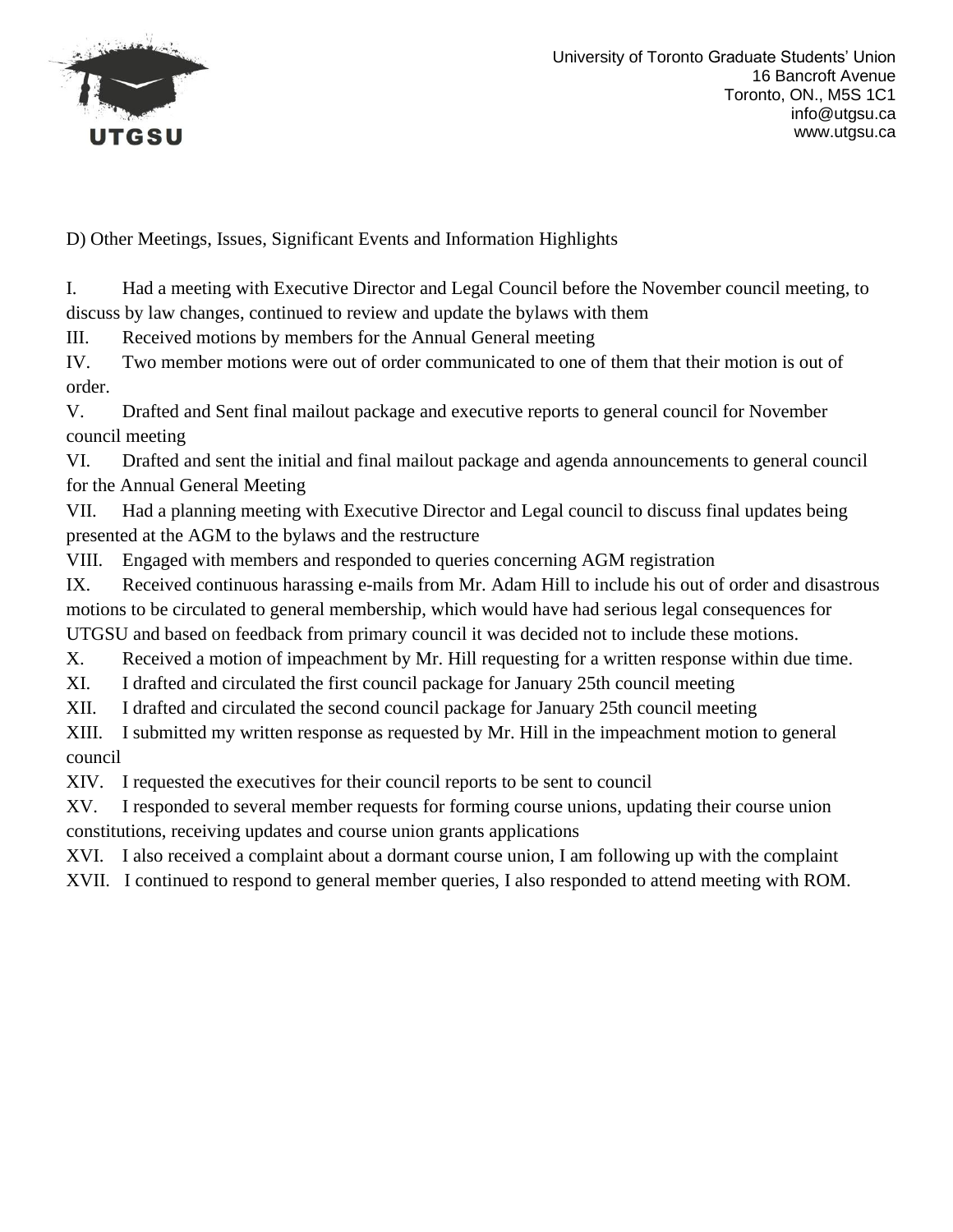D) Other Meetings, Issues, Significant Events and Information Highlights

I. Had a meeting with Executive Director and Legal Council before the November council meeting, to discuss by law changes, continued to review and update the bylaws with them

III. Received motions by members for the Annual General meeting

IV. Two member motions were out of order communicated to one of them that their motion is out of order.

V. Drafted and Sent final mailout package and executive reports to general council for November council meeting

VI. Drafted and sent the initial and final mailout package and agenda announcements to general council for the Annual General Meeting

VII. Had a planning meeting with Executive Director and Legal council to discuss final updates being presented at the AGM to the bylaws and the restructure

VIII. Engaged with members and responded to queries concerning AGM registration

IX. Received continuous harassing e-mails from Mr. Adam Hill to include his out of order and disastrous motions to be circulated to general membership, which would have had serious legal consequences for UTGSU and based on feedback from primary council it was decided not to include these motions.

X. Received a motion of impeachment by Mr. Hill requesting for a written response within due time.

XI. I drafted and circulated the first council package for January 25th council meeting

XII. I drafted and circulated the second council package for January 25th council meeting

XIII. I submitted my written response as requested by Mr. Hill in the impeachment motion to general council

XIV. I requested the executives for their council reports to be sent to council

XV. I responded to several member requests for forming course unions, updating their course union constitutions, receiving updates and course union grants applications

XVI. I also received a complaint about a dormant course union, I am following up with the complaint

XVII. I continued to respond to general member queries, I also responded to attend meeting with ROM.